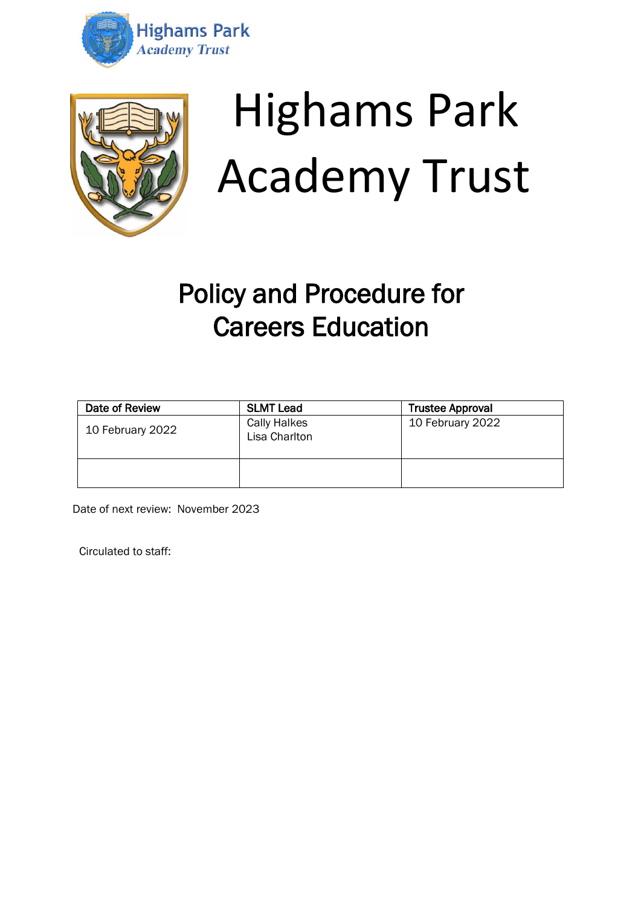Highams Park
Academy Trust

# Highams Park Academy Trust

## Policy and Procedure for Careers Education

| Date of Review | SLMT Lead | Trustee Approval |
| --- | --- | --- |
| 10 February 2022 | Cally Halkes<br>Lisa Charlton | 10 February 2022 |
| | | |

Date of next review: November 2023

Circulated to staff: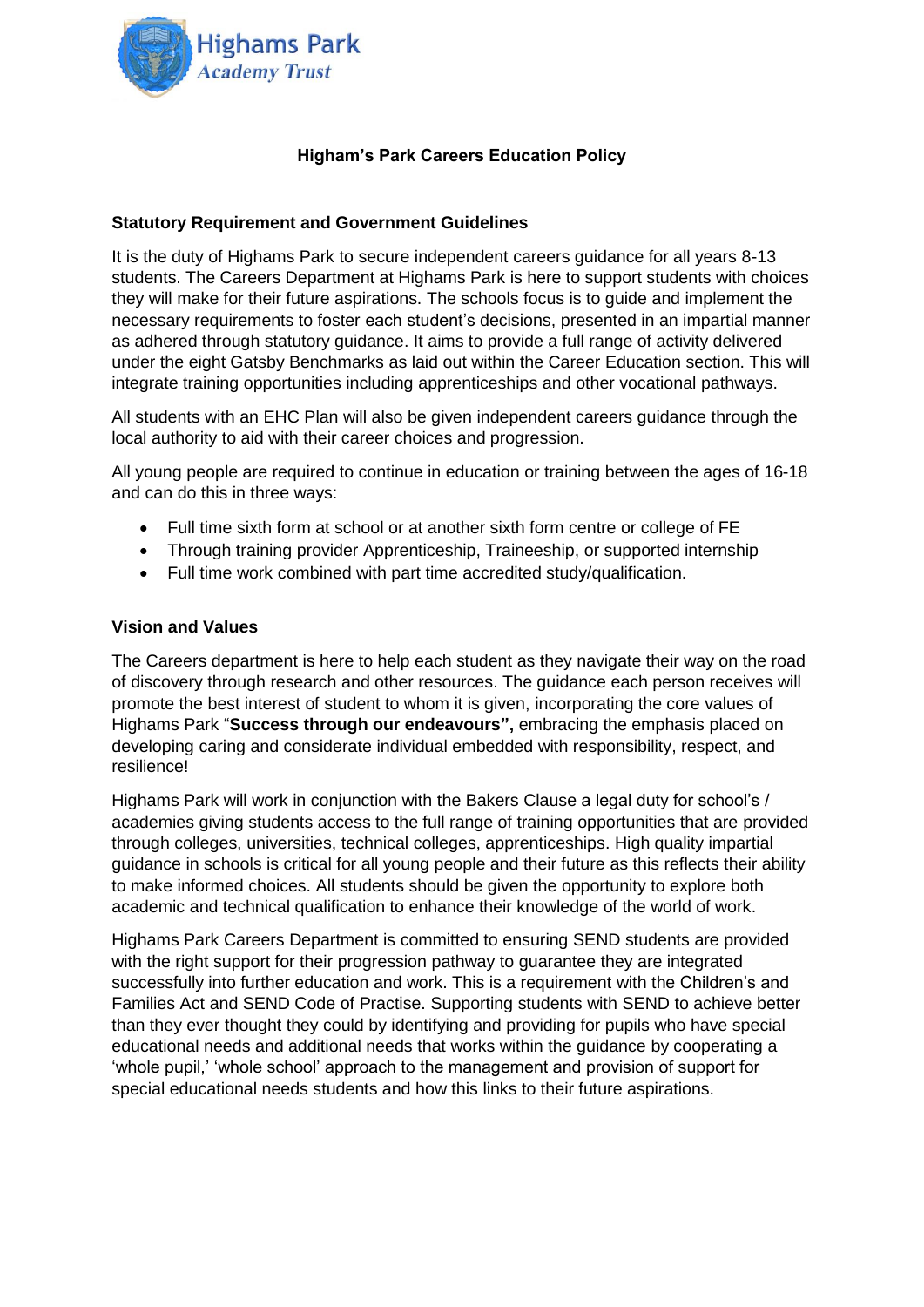# Higham's Park Careers Education Policy

## Statutory Requirement and Government Guidelines

It is the duty of Highams Park to secure independent careers guidance for all years 8-13 students. The Careers Department at Highams Park is here to support students with choices they will make for their future aspirations. The schools focus is to guide and implement the necessary requirements to foster each student's decisions, presented in an impartial manner as adhered through statutory guidance. It aims to provide a full range of activity delivered under the eight Gatsby Benchmarks as laid out within the Career Education section. This will integrate training opportunities including apprenticeships and other vocational pathways.

All students with an EHC Plan will also be given independent careers guidance through the local authority to aid with their career choices and progression.

All young people are required to continue in education or training between the ages of 16-18 and can do this in three ways:

- Full time sixth form at school or at another sixth form centre or college of FE
- Through training provider Apprenticeship, Traineeship, or supported internship
- Full time work combined with part time accredited study/qualification.

## Vision and Values

The Careers department is here to help each student as they navigate their way on the road of discovery through research and other resources. The guidance each person receives will promote the best interest of student to whom it is given, incorporating the core values of Highams Park "**Success through our endeavours",** embracing the emphasis placed on developing caring and considerate individual embedded with responsibility, respect, and resilience!

Highams Park will work in conjunction with the Bakers Clause a legal duty for school's / academies giving students access to the full range of training opportunities that are provided through colleges, universities, technical colleges, apprenticeships. High quality impartial guidance in schools is critical for all young people and their future as this reflects their ability to make informed choices. All students should be given the opportunity to explore both academic and technical qualification to enhance their knowledge of the world of work.

Highams Park Careers Department is committed to ensuring SEND students are provided with the right support for their progression pathway to guarantee they are integrated successfully into further education and work. This is a requirement with the Children's and Families Act and SEND Code of Practise. Supporting students with SEND to achieve better than they ever thought they could by identifying and providing for pupils who have special educational needs and additional needs that works within the guidance by cooperating a 'whole pupil,' 'whole school' approach to the management and provision of support for special educational needs students and how this links to their future aspirations.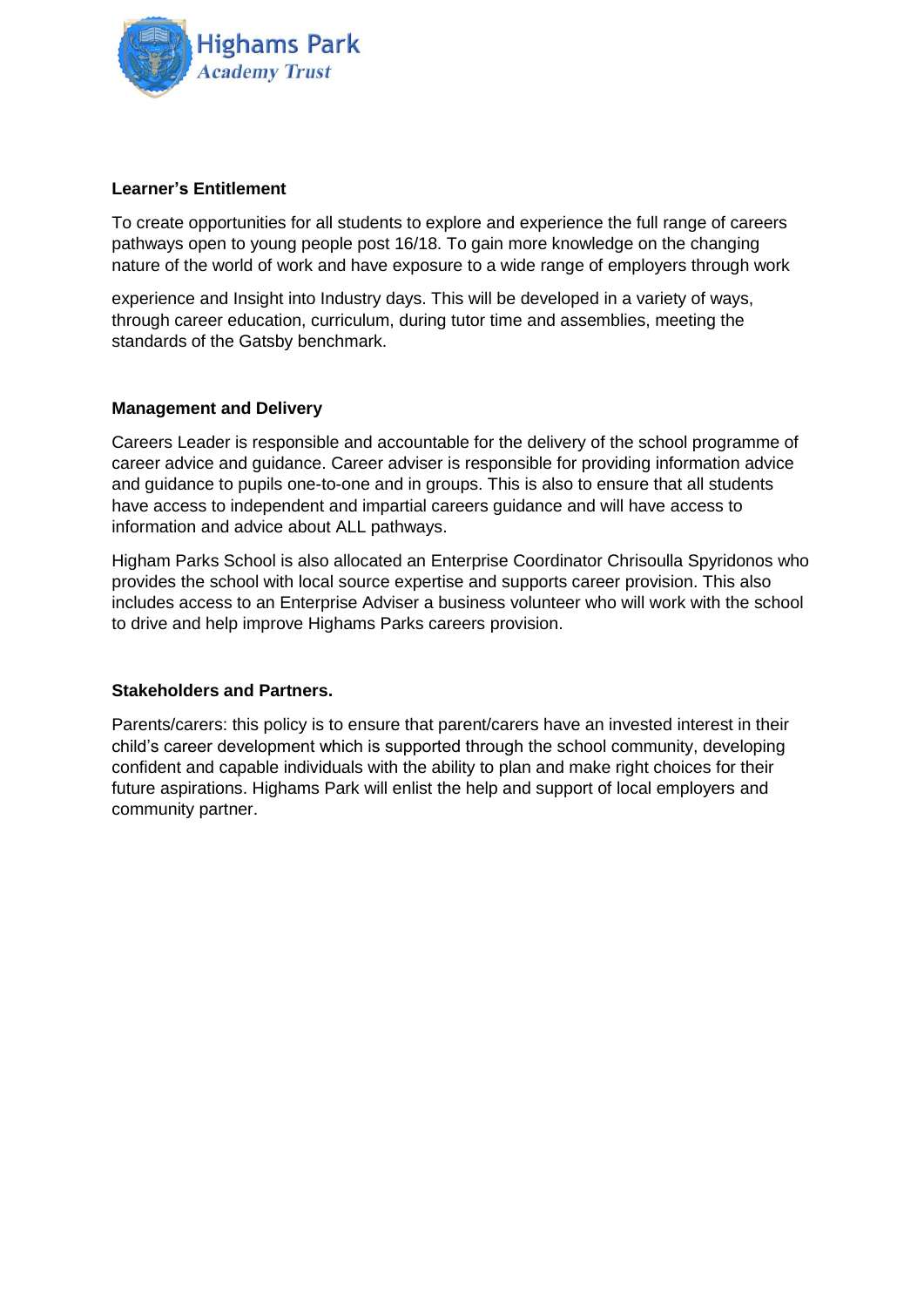**Learner's Entitlement**

To create opportunities for all students to explore and experience the full range of careers pathways open to young people post 16/18. To gain more knowledge on the changing nature of the world of work and have exposure to a wide range of employers through work experience and Insight into Industry days. This will be developed in a variety of ways, through career education, curriculum, during tutor time and assemblies, meeting the standards of the Gatsby benchmark.

**Management and Delivery**

Careers Leader is responsible and accountable for the delivery of the school programme of career advice and guidance. Career adviser is responsible for providing information advice and guidance to pupils one-to-one and in groups. This is also to ensure that all students have access to independent and impartial careers guidance and will have access to information and advice about ALL pathways.

Higham Parks School is also allocated an Enterprise Coordinator Chrisoulla Spyridonos who provides the school with local source expertise and supports career provision. This also includes access to an Enterprise Adviser a business volunteer who will work with the school to drive and help improve Highams Parks careers provision.

**Stakeholders and Partners.**

Parents/carers: this policy is to ensure that parent/carers have an invested interest in their child's career development which is supported through the school community, developing confident and capable individuals with the ability to plan and make right choices for their future aspirations. Highams Park will enlist the help and support of local employers and community partner.